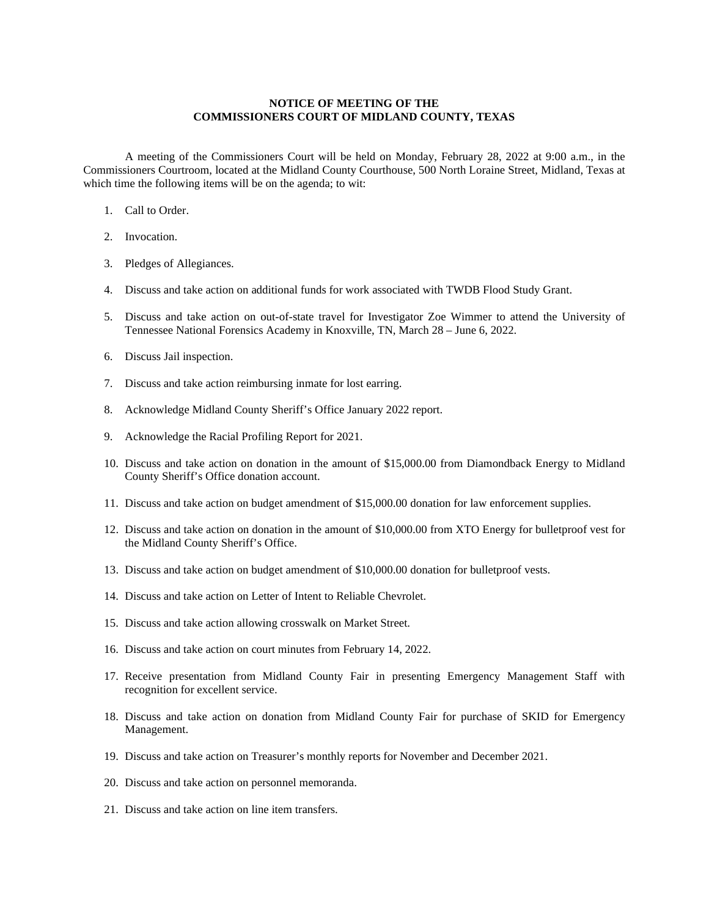**NOTICE OF MEETING OF THE**
**COMMISSIONERS COURT OF MIDLAND COUNTY, TEXAS**

A meeting of the Commissioners Court will be held on Monday, February 28, 2022 at 9:00 a.m., in the Commissioners Courtroom, located at the Midland County Courthouse, 500 North Loraine Street, Midland, Texas at which time the following items will be on the agenda; to wit:

1. Call to Order.
2. Invocation.
3. Pledges of Allegiances.
4. Discuss and take action on additional funds for work associated with TWDB Flood Study Grant.
5. Discuss and take action on out-of-state travel for Investigator Zoe Wimmer to attend the University of Tennessee National Forensics Academy in Knoxville, TN, March 28 – June 6, 2022.
6. Discuss Jail inspection.
7. Discuss and take action reimbursing inmate for lost earring.
8. Acknowledge Midland County Sheriff's Office January 2022 report.
9. Acknowledge the Racial Profiling Report for 2021.
10. Discuss and take action on donation in the amount of $15,000.00 from Diamondback Energy to Midland County Sheriff's Office donation account.
11. Discuss and take action on budget amendment of $15,000.00 donation for law enforcement supplies.
12. Discuss and take action on donation in the amount of $10,000.00 from XTO Energy for bulletproof vest for the Midland County Sheriff's Office.
13. Discuss and take action on budget amendment of $10,000.00 donation for bulletproof vests.
14. Discuss and take action on Letter of Intent to Reliable Chevrolet.
15. Discuss and take action allowing crosswalk on Market Street.
16. Discuss and take action on court minutes from February 14, 2022.
17. Receive presentation from Midland County Fair in presenting Emergency Management Staff with recognition for excellent service.
18. Discuss and take action on donation from Midland County Fair for purchase of SKID for Emergency Management.
19. Discuss and take action on Treasurer's monthly reports for November and December 2021.
20. Discuss and take action on personnel memoranda.
21. Discuss and take action on line item transfers.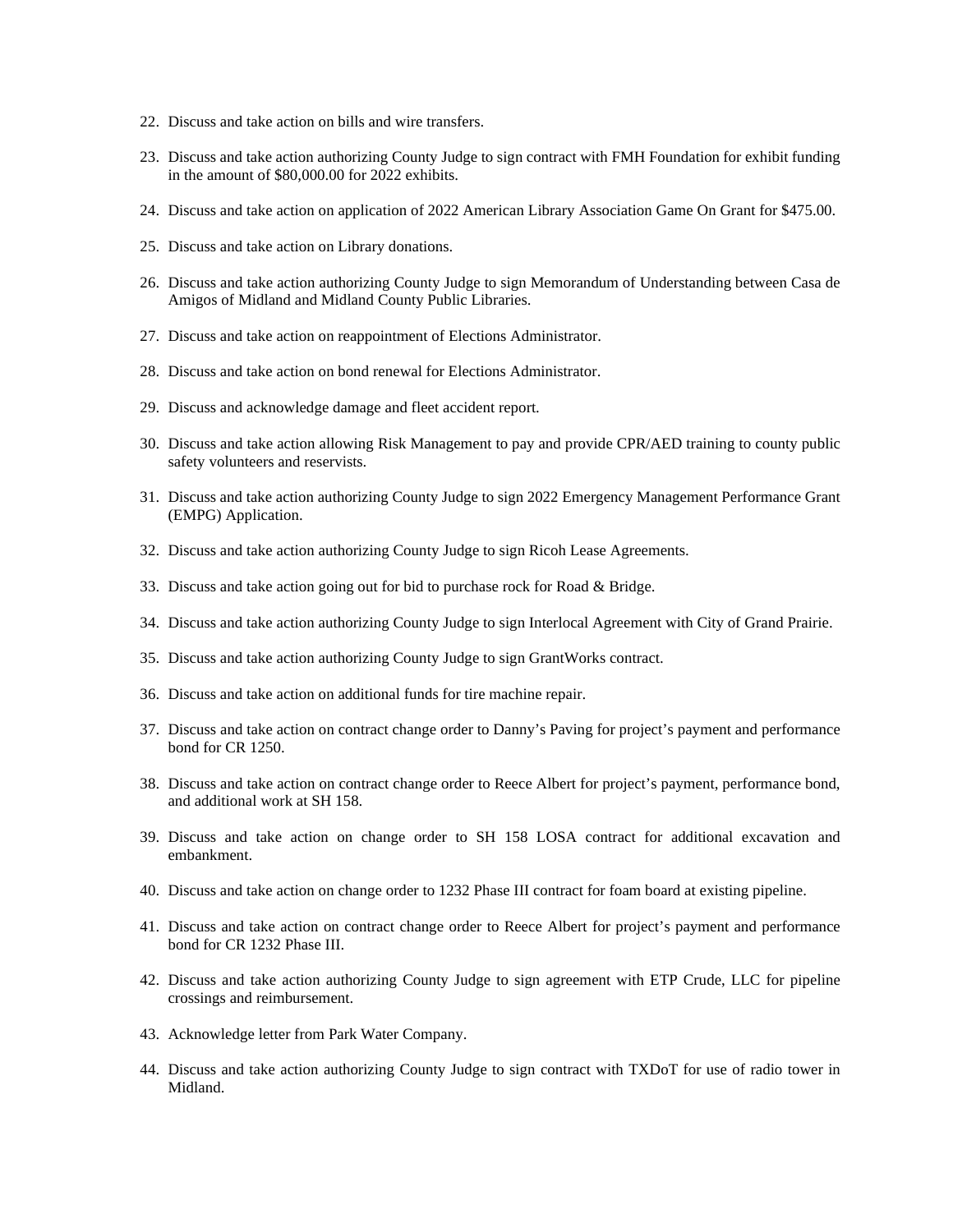22. Discuss and take action on bills and wire transfers.

23. Discuss and take action authorizing County Judge to sign contract with FMH Foundation for exhibit funding in the amount of $80,000.00 for 2022 exhibits.

24. Discuss and take action on application of 2022 American Library Association Game On Grant for $475.00.

25. Discuss and take action on Library donations.

26. Discuss and take action authorizing County Judge to sign Memorandum of Understanding between Casa de Amigos of Midland and Midland County Public Libraries.

27. Discuss and take action on reappointment of Elections Administrator.

28. Discuss and take action on bond renewal for Elections Administrator.

29. Discuss and acknowledge damage and fleet accident report.

30. Discuss and take action allowing Risk Management to pay and provide CPR/AED training to county public safety volunteers and reservists.

31. Discuss and take action authorizing County Judge to sign 2022 Emergency Management Performance Grant (EMPG) Application.

32. Discuss and take action authorizing County Judge to sign Ricoh Lease Agreements.

33. Discuss and take action going out for bid to purchase rock for Road & Bridge.

34. Discuss and take action authorizing County Judge to sign Interlocal Agreement with City of Grand Prairie.

35. Discuss and take action authorizing County Judge to sign GrantWorks contract.

36. Discuss and take action on additional funds for tire machine repair.

37. Discuss and take action on contract change order to Danny's Paving for project's payment and performance bond for CR 1250.

38. Discuss and take action on contract change order to Reece Albert for project's payment, performance bond, and additional work at SH 158.

39. Discuss and take action on change order to SH 158 LOSA contract for additional excavation and embankment.

40. Discuss and take action on change order to 1232 Phase III contract for foam board at existing pipeline.

41. Discuss and take action on contract change order to Reece Albert for project's payment and performance bond for CR 1232 Phase III.

42. Discuss and take action authorizing County Judge to sign agreement with ETP Crude, LLC for pipeline crossings and reimbursement.

43. Acknowledge letter from Park Water Company.

44. Discuss and take action authorizing County Judge to sign contract with TXDoT for use of radio tower in Midland.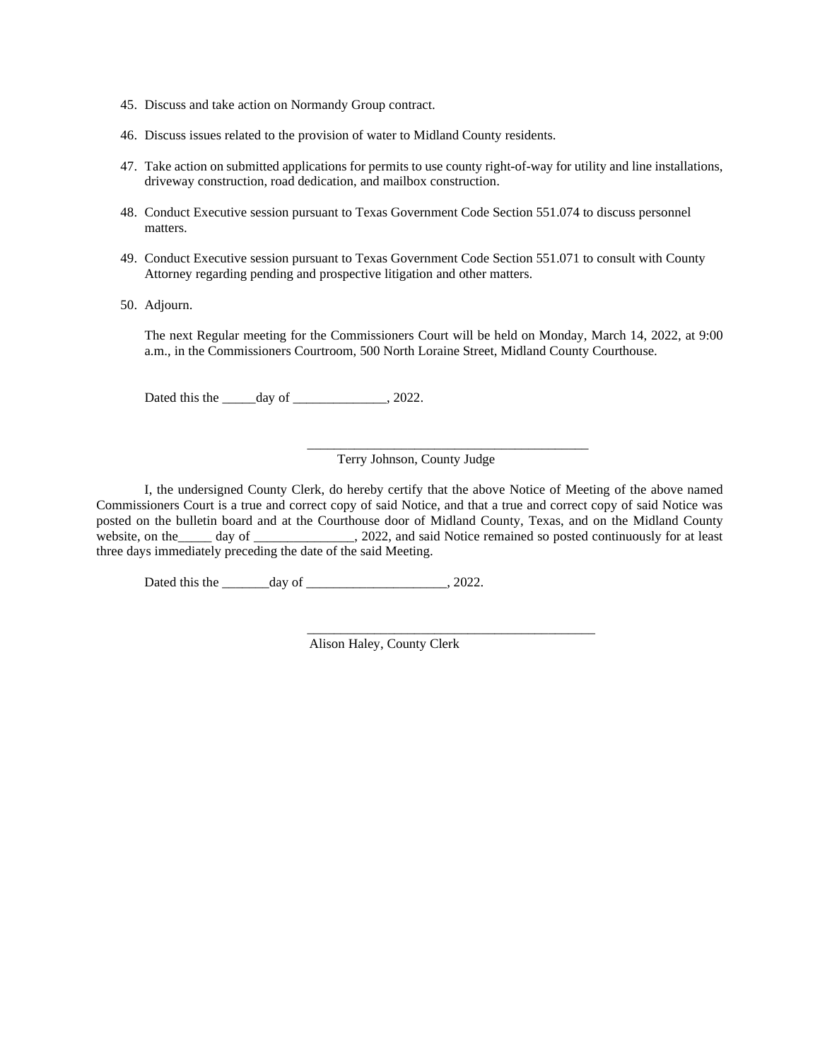45. Discuss and take action on Normandy Group contract.

46. Discuss issues related to the provision of water to Midland County residents.

47. Take action on submitted applications for permits to use county right-of-way for utility and line installations, driveway construction, road dedication, and mailbox construction.

48. Conduct Executive session pursuant to Texas Government Code Section 551.074 to discuss personnel matters.

49. Conduct Executive session pursuant to Texas Government Code Section 551.071 to consult with County Attorney regarding pending and prospective litigation and other matters.

50. Adjourn.

The next Regular meeting for the Commissioners Court will be held on Monday, March 14, 2022, at 9:00 a.m., in the Commissioners Courtroom, 500 North Loraine Street, Midland County Courthouse.

Dated this the _____day of ______________, 2022.

\_\_\_\_\_\_\_\_\_\_\_\_\_\_\_\_\_\_\_\_\_\_\_\_\_\_\_\_\_\_\_\_\_\_\_\_\_\_\_\_\_\_\_\_
Terry Johnson, County Judge

I, the undersigned County Clerk, do hereby certify that the above Notice of Meeting of the above named Commissioners Court is a true and correct copy of said Notice, and that a true and correct copy of said Notice was posted on the bulletin board and at the Courthouse door of Midland County, Texas, and on the Midland County website, on the_____ day of _______________, 2022, and said Notice remained so posted continuously for at least three days immediately preceding the date of the said Meeting.

Dated this the _______day of _____________________, 2022.

\_\_\_\_\_\_\_\_\_\_\_\_\_\_\_\_\_\_\_\_\_\_\_\_\_\_\_\_\_\_\_\_\_\_\_\_\_\_\_\_\_\_\_\_
Alison Haley, County Clerk